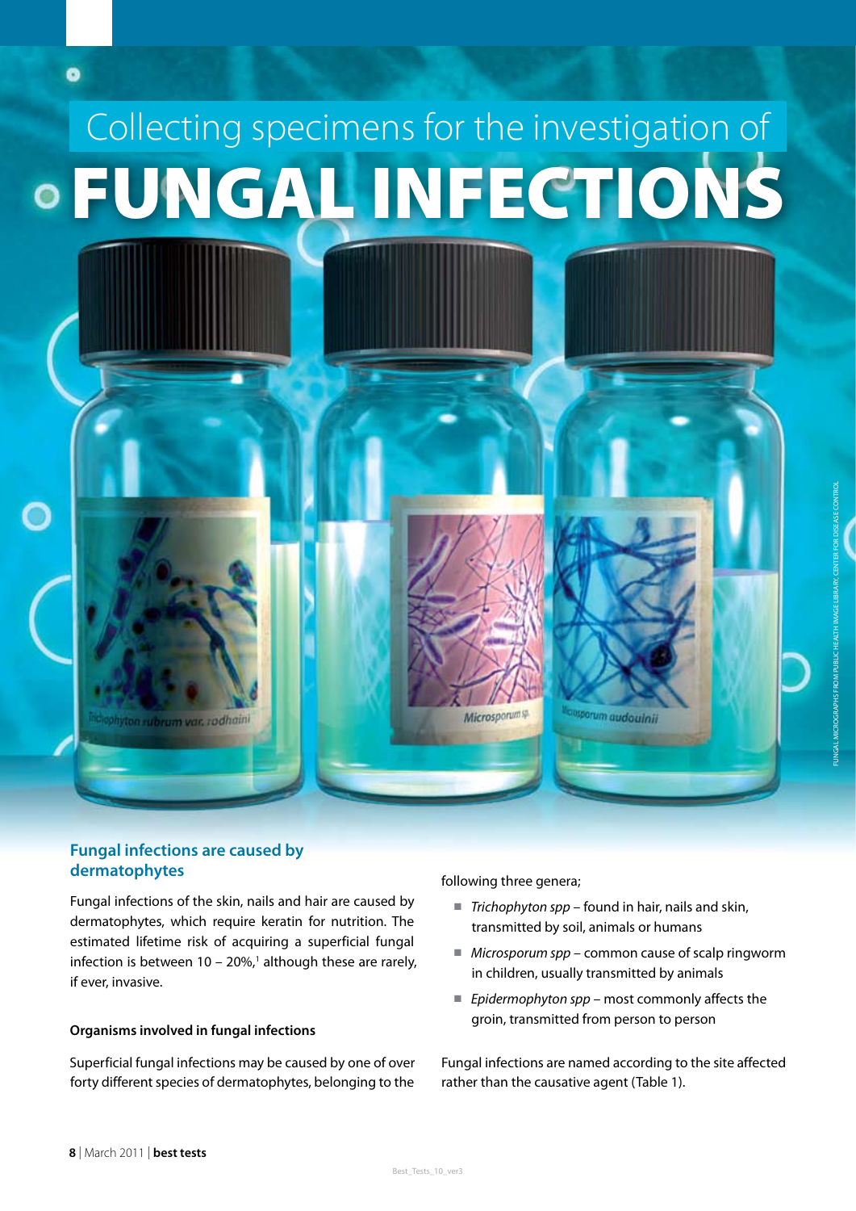# Collecting specimens for the investigation of FUNGAL INFECTIONS

## Fungal infections are caused by dermatophytes

Fungal infections of the skin, nails and hair are caused by dermatophytes, which require keratin for nutrition. The estimated lifetime risk of acquiring a superficial fungal infection is between 10 – 20%,[1] although these are rarely, if ever, invasive.

### Organisms involved in fungal infections

Superficial fungal infections may be caused by one of over forty different species of dermatophytes, belonging to the following three genera;

- *Trichophyton spp* – found in hair, nails and skin, transmitted by soil, animals or humans
- *Microsporum spp* – common cause of scalp ringworm in children, usually transmitted by animals
- *Epidermophyton spp* – most commonly affects the groin, transmitted from person to person

Fungal infections are named according to the site affected rather than the causative agent (Table 1).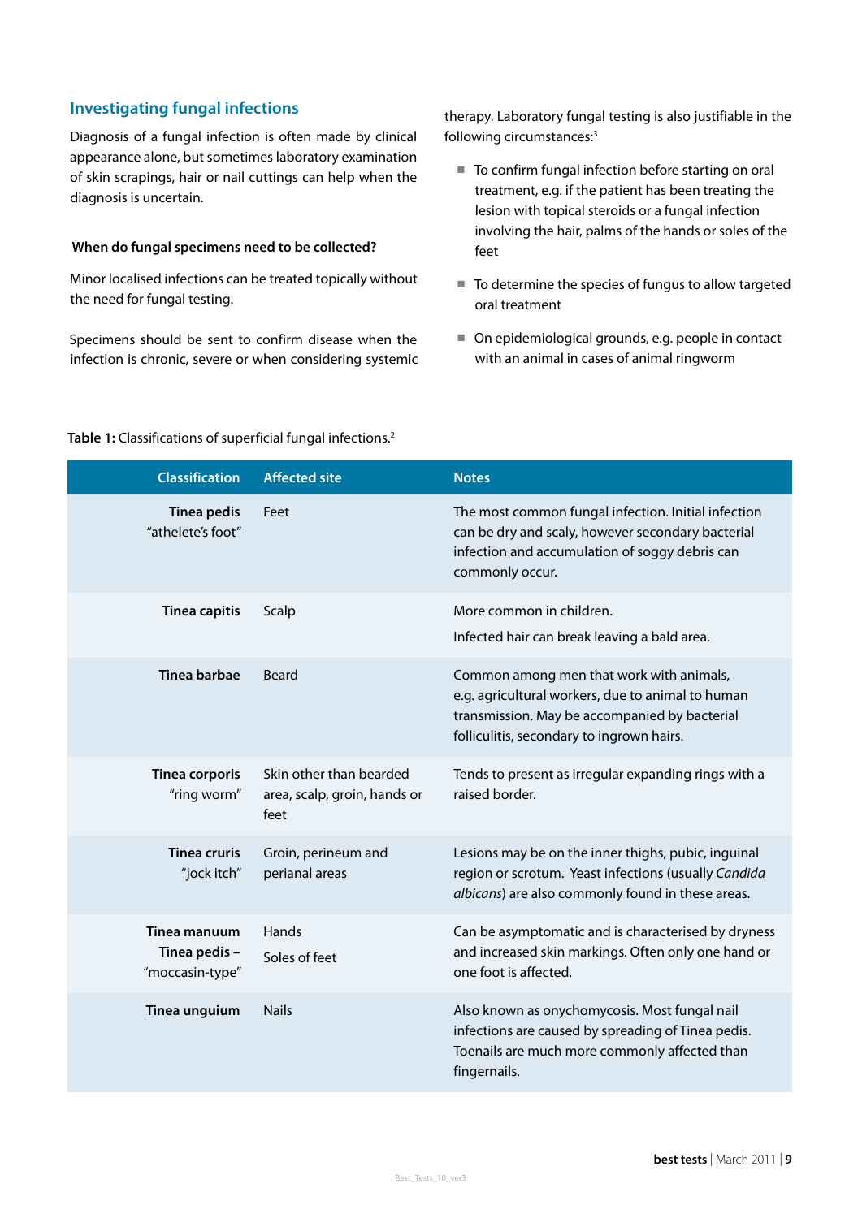## Investigating fungal infections

Diagnosis of a fungal infection is often made by clinical appearance alone, but sometimes laboratory examination of skin scrapings, hair or nail cuttings can help when the diagnosis is uncertain.

### When do fungal specimens need to be collected?

Minor localised infections can be treated topically without the need for fungal testing.

Specimens should be sent to confirm disease when the infection is chronic, severe or when considering systemic therapy. Laboratory fungal testing is also justifiable in the following circumstances:[3]

- To confirm fungal infection before starting on oral treatment, e.g. if the patient has been treating the lesion with topical steroids or a fungal infection involving the hair, palms of the hands or soles of the feet
- To determine the species of fungus to allow targeted oral treatment
- On epidemiological grounds, e.g. people in contact with an animal in cases of animal ringworm

**Table 1:** Classifications of superficial fungal infections.[2]

| Classification | Affected site | Notes |
|---|---|---|
| **Tinea pedis** "athelete's foot" | Feet | The most common fungal infection. Initial infection can be dry and scaly, however secondary bacterial infection and accumulation of soggy debris can commonly occur. |
| **Tinea capitis** | Scalp | More common in children. Infected hair can break leaving a bald area. |
| **Tinea barbae** | Beard | Common among men that work with animals, e.g. agricultural workers, due to animal to human transmission. May be accompanied by bacterial folliculitis, secondary to ingrown hairs. |
| **Tinea corporis** "ring worm" | Skin other than bearded area, scalp, groin, hands or feet | Tends to present as irregular expanding rings with a raised border. |
| **Tinea cruris** "jock itch" | Groin, perineum and perianal areas | Lesions may be on the inner thighs, pubic, inguinal region or scrotum. Yeast infections (usually *Candida albicans*) are also commonly found in these areas. |
| **Tinea manuum** **Tinea pedis** – "moccasin-type" | Hands Soles of feet | Can be asymptomatic and is characterised by dryness and increased skin markings. Often only one hand or one foot is affected. |
| **Tinea unguium** | Nails | Also known as onychomycosis. Most fungal nail infections are caused by spreading of Tinea pedis. Toenails are much more commonly affected than fingernails. |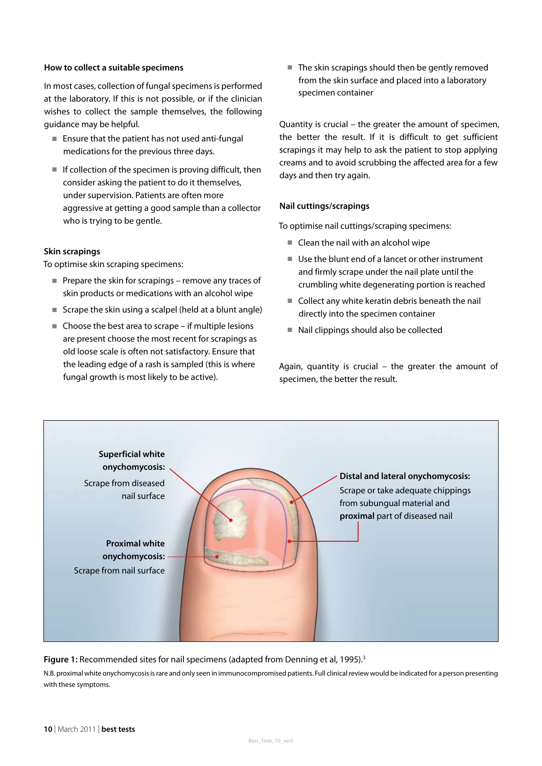### How to collect a suitable specimens

In most cases, collection of fungal specimens is performed at the laboratory. If this is not possible, or if the clinician wishes to collect the sample themselves, the following guidance may be helpful.

- Ensure that the patient has not used anti-fungal medications for the previous three days.
- If collection of the specimen is proving difficult, then consider asking the patient to do it themselves, under supervision. Patients are often more aggressive at getting a good sample than a collector who is trying to be gentle.

### Skin scrapings

To optimise skin scraping specimens:

- Prepare the skin for scrapings – remove any traces of skin products or medications with an alcohol wipe
- Scrape the skin using a scalpel (held at a blunt angle)
- Choose the best area to scrape – if multiple lesions are present choose the most recent for scrapings as old loose scale is often not satisfactory. Ensure that the leading edge of a rash is sampled (this is where fungal growth is most likely to be active).
- The skin scrapings should then be gently removed from the skin surface and placed into a laboratory specimen container

Quantity is crucial – the greater the amount of specimen, the better the result. If it is difficult to get sufficient scrapings it may help to ask the patient to stop applying creams and to avoid scrubbing the affected area for a few days and then try again.

### Nail cuttings/scrapings

To optimise nail cuttings/scraping specimens:

- Clean the nail with an alcohol wipe
- Use the blunt end of a lancet or other instrument and firmly scrape under the nail plate until the crumbling white degenerating portion is reached
- Collect any white keratin debris beneath the nail directly into the specimen container
- Nail clippings should also be collected

Again, quantity is crucial – the greater the amount of specimen, the better the result.

**Superficial white onychomycosis:** Scrape from diseased nail surface

**Proximal white onychomycosis:** Scrape from nail surface

**Distal and lateral onychomycosis:** Scrape or take adequate chippings from subungual material and **proximal** part of diseased nail

**Figure 1:** Recommended sites for nail specimens (adapted from Denning et al, 1995).[3]

N.B. proximal white onychomycosis is rare and only seen in immunocompromised patients. Full clinical review would be indicated for a person presenting with these symptoms.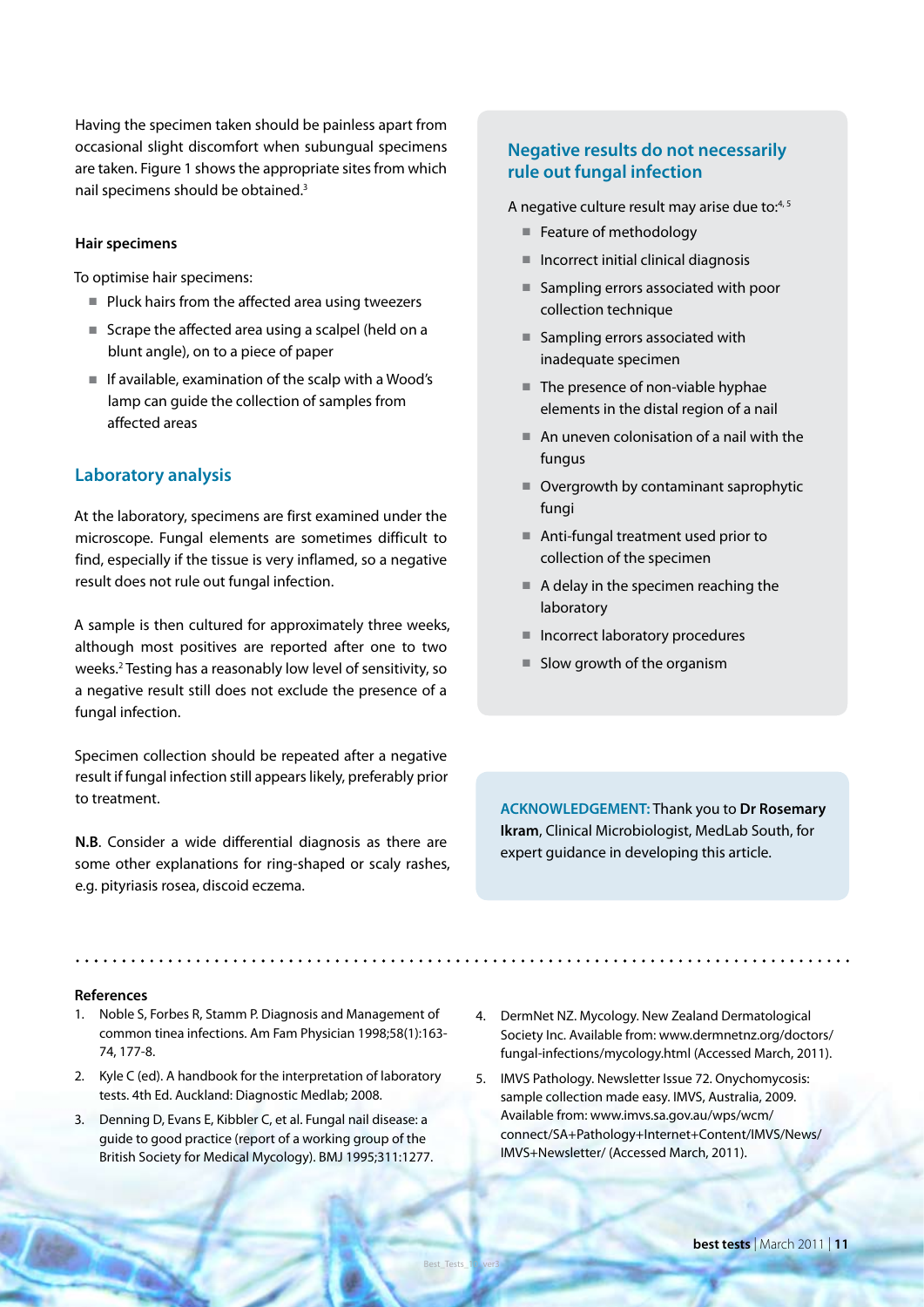Having the specimen taken should be painless apart from occasional slight discomfort when subungual specimens are taken. Figure 1 shows the appropriate sites from which nail specimens should be obtained.[3]

#### Hair specimens

To optimise hair specimens:

- Pluck hairs from the affected area using tweezers
- Scrape the affected area using a scalpel (held on a blunt angle), on to a piece of paper
- If available, examination of the scalp with a Wood's lamp can guide the collection of samples from affected areas

## Laboratory analysis

At the laboratory, specimens are first examined under the microscope. Fungal elements are sometimes difficult to find, especially if the tissue is very inflamed, so a negative result does not rule out fungal infection.

A sample is then cultured for approximately three weeks, although most positives are reported after one to two weeks.[2] Testing has a reasonably low level of sensitivity, so a negative result still does not exclude the presence of a fungal infection.

Specimen collection should be repeated after a negative result if fungal infection still appears likely, preferably prior to treatment.

**N.B**. Consider a wide differential diagnosis as there are some other explanations for ring-shaped or scaly rashes, e.g. pityriasis rosea, discoid eczema.

### Negative results do not necessarily rule out fungal infection

A negative culture result may arise due to:[4, 5]

- Feature of methodology
- Incorrect initial clinical diagnosis
- Sampling errors associated with poor collection technique
- Sampling errors associated with inadequate specimen
- The presence of non-viable hyphae elements in the distal region of a nail
- An uneven colonisation of a nail with the fungus
- Overgrowth by contaminant saprophytic fungi
- Anti-fungal treatment used prior to collection of the specimen
- A delay in the specimen reaching the laboratory
- Incorrect laboratory procedures
- Slow growth of the organism

**ACKNOWLEDGEMENT:** Thank you to **Dr Rosemary Ikram**, Clinical Microbiologist, MedLab South, for expert guidance in developing this article.

#### References

1. Noble S, Forbes R, Stamm P. Diagnosis and Management of common tinea infections. Am Fam Physician 1998;58(1):163-74, 177-8.
2. Kyle C (ed). A handbook for the interpretation of laboratory tests. 4th Ed. Auckland: Diagnostic Medlab; 2008.
3. Denning D, Evans E, Kibbler C, et al. Fungal nail disease: a guide to good practice (report of a working group of the British Society for Medical Mycology). BMJ 1995;311:1277.
4. DermNet NZ. Mycology. New Zealand Dermatological Society Inc. Available from: www.dermnetnz.org/doctors/fungal-infections/mycology.html (Accessed March, 2011).
5. IMVS Pathology. Newsletter Issue 72. Onychomycosis: sample collection made easy. IMVS, Australia, 2009. Available from: www.imvs.sa.gov.au/wps/wcm/connect/SA+Pathology+Internet+Content/IMVS/News/IMVS+Newsletter/ (Accessed March, 2011).